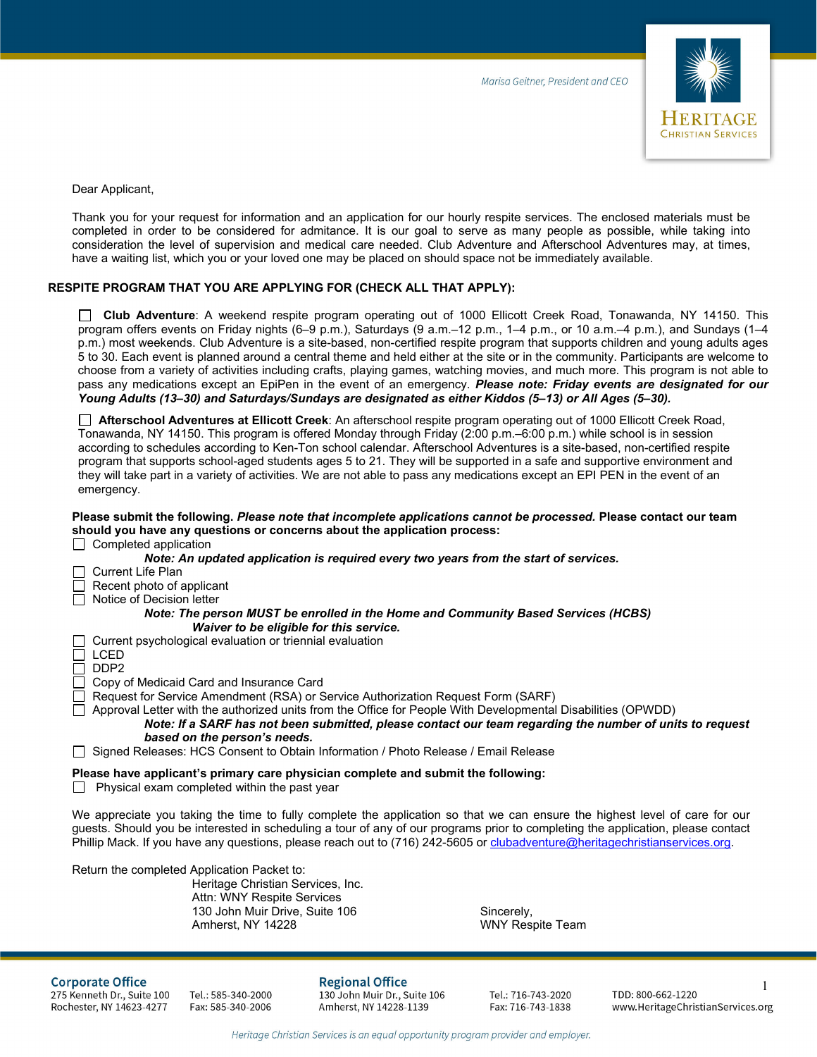Marisa Geitner, President and CEO

HERITAGE CHRISTIAN SERVICES

Dear Applicant,

Thank you for your request for information and an application for our hourly respite services. The enclosed materials must be completed in order to be considered for admitance. It is our goal to serve as many people as possible, while taking into consideration the level of supervision and medical care needed. Club Adventure and Afterschool Adventures may, at times, have a waiting list, which you or your loved one may be placed on should space not be immediately available.

**RESPITE PROGRAM THAT YOU ARE APPLYING FOR (CHECK ALL THAT APPLY):**

☐ **Club Adventure**: A weekend respite program operating out of 1000 Ellicott Creek Road, Tonawanda, NY 14150. This program offers events on Friday nights (6–9 p.m.), Saturdays (9 a.m.–12 p.m., 1–4 p.m., or 10 a.m.–4 p.m.), and Sundays (1–4 p.m.) most weekends. Club Adventure is a site-based, non-certified respite program that supports children and young adults ages 5 to 30. Each event is planned around a central theme and held either at the site or in the community. Participants are welcome to choose from a variety of activities including crafts, playing games, watching movies, and much more. This program is not able to pass any medications except an EpiPen in the event of an emergency. ***Please note: Friday events are designated for our Young Adults (13–30) and Saturdays/Sundays are designated as either Kiddos (5–13) or All Ages (5–30).***

☐ **Afterschool Adventures at Ellicott Creek**: An afterschool respite program operating out of 1000 Ellicott Creek Road, Tonawanda, NY 14150. This program is offered Monday through Friday (2:00 p.m.–6:00 p.m.) while school is in session according to schedules according to Ken-Ton school calendar. Afterschool Adventures is a site-based, non-certified respite program that supports school-aged students ages 5 to 21. They will be supported in a safe and supportive environment and they will take part in a variety of activities. We are not able to pass any medications except an EPI PEN in the event of an emergency.

**Please submit the following. *Please note that incomplete applications cannot be processed.* Please contact our team should you have any questions or concerns about the application process:**

☐ Completed application
 ***Note: An updated application is required every two years from the start of services.***
☐ Current Life Plan
☐ Recent photo of applicant
☐ Notice of Decision letter
 ***Note: The person MUST be enrolled in the Home and Community Based Services (HCBS) Waiver to be eligible for this service.***
☐ Current psychological evaluation or triennial evaluation
☐ LCED
☐ DDP2
☐ Copy of Medicaid Card and Insurance Card
☐ Request for Service Amendment (RSA) or Service Authorization Request Form (SARF)
☐ Approval Letter with the authorized units from the Office for People With Developmental Disabilities (OPWDD)
 ***Note: If a SARF has not been submitted, please contact our team regarding the number of units to request based on the person's needs.***
☐ Signed Releases: HCS Consent to Obtain Information / Photo Release / Email Release

**Please have applicant's primary care physician complete and submit the following:**

☐ Physical exam completed within the past year

We appreciate you taking the time to fully complete the application so that we can ensure the highest level of care for our guests. Should you be interested in scheduling a tour of any of our programs prior to completing the application, please contact Phillip Mack. If you have any questions, please reach out to (716) 242-5605 or clubadventure@heritagechristianservices.org.

Return the completed Application Packet to:

Heritage Christian Services, Inc.
Attn: WNY Respite Services
130 John Muir Drive, Suite 106
Amherst, NY 14228

Sincerely,
WNY Respite Team

**Corporate Office**
275 Kenneth Dr., Suite 100
Rochester, NY 14623-4277
Tel.: 585-340-2000
Fax: 585-340-2006

**Regional Office**
130 John Muir Dr., Suite 106
Amherst, NY 14228-1139
Tel.: 716-743-2020
Fax: 716-743-1838

TDD: 800-662-1220
www.HeritageChristianServices.org

*Heritage Christian Services is an equal opportunity program provider and employer.*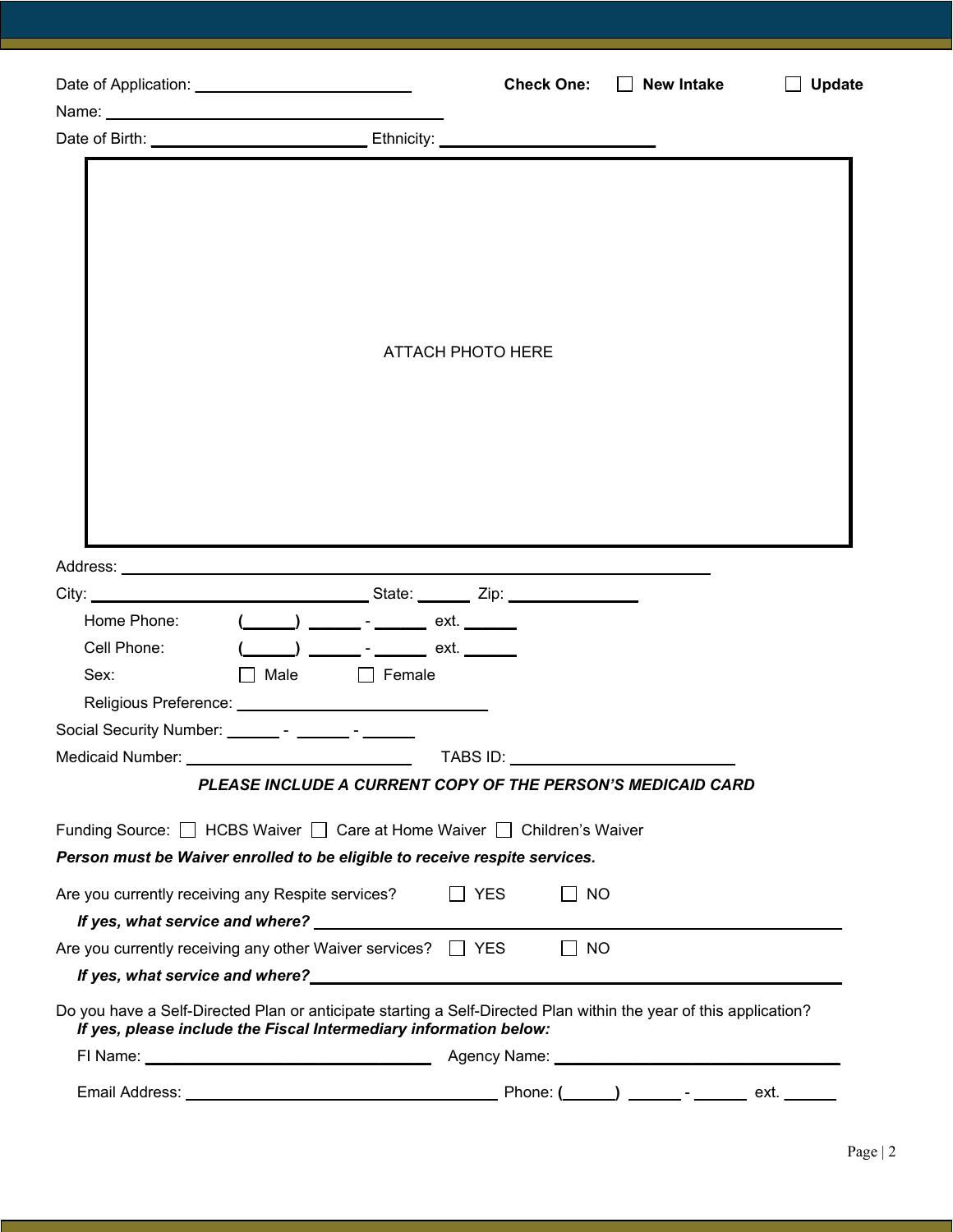Date of Application: ________________________ **Check One:** ☐ **New Intake** ☐ **Update**

Name: ______________________________________

Date of Birth: ________________________ Ethnicity: ________________________

ATTACH PHOTO HERE

Address: ____________________________________________________________________

City: ______________________________ State: ______ Zip: ______________

Home Phone: (______) ______ - ______ ext. ______

Cell Phone: (______) ______ - ______ ext. ______

Sex: ☐ Male ☐ Female

Religious Preference: ____________________________

Social Security Number: ______ - ______ - ______

Medicaid Number: ______________________ TABS ID: ________________________

***PLEASE INCLUDE A CURRENT COPY OF THE PERSON'S MEDICAID CARD***

Funding Source: ☐ HCBS Waiver ☐ Care at Home Waiver ☐ Children's Waiver

***Person must be Waiver enrolled to be eligible to receive respite services.***

Are you currently receiving any Respite services? ☐ YES ☐ NO

***If yes, what service and where?*** ____________________________________________________________

Are you currently receiving any other Waiver services? ☐ YES ☐ NO

***If yes, what service and where?*** ____________________________________________________________

Do you have a Self-Directed Plan or anticipate starting a Self-Directed Plan within the year of this application?
***If yes, please include the Fiscal Intermediary information below:***

FI Name: ________________________________ Agency Name: ________________________________

Email Address: __________________________________ Phone: (______) ______ - ______ ext. ______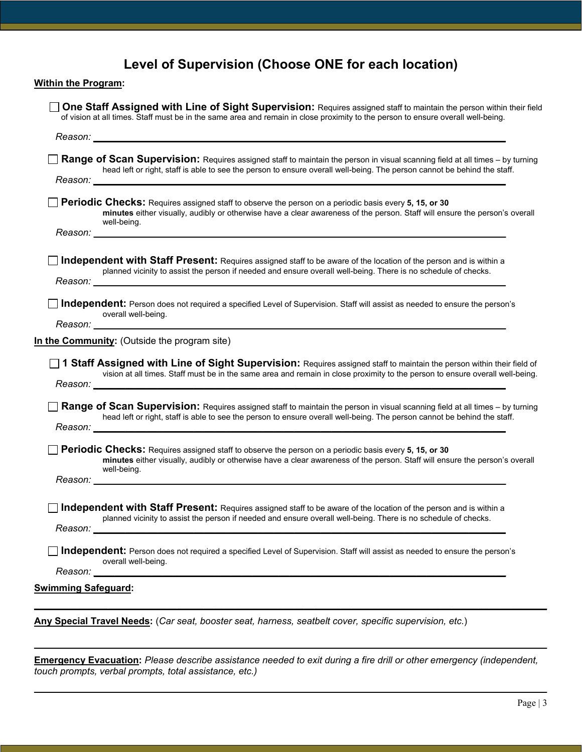## Level of Supervision (Choose ONE for each location)

**Within the Program:**

☐ **One Staff Assigned with Line of Sight Supervision:** Requires assigned staff to maintain the person within their field of vision at all times. Staff must be in the same area and remain in close proximity to the person to ensure overall well-being.

*Reason:* ______________________________

☐ **Range of Scan Supervision:** Requires assigned staff to maintain the person in visual scanning field at all times – by turning head left or right, staff is able to see the person to ensure overall well-being. The person cannot be behind the staff.

*Reason:* ______________________________

☐ **Periodic Checks:** Requires assigned staff to observe the person on a periodic basis every **5, 15, or 30 minutes** either visually, audibly or otherwise have a clear awareness of the person. Staff will ensure the person's overall well-being.

*Reason:* ______________________________

☐ **Independent with Staff Present:** Requires assigned staff to be aware of the location of the person and is within a planned vicinity to assist the person if needed and ensure overall well-being. There is no schedule of checks.

*Reason:* ______________________________

☐ **Independent:** Person does not required a specified Level of Supervision. Staff will assist as needed to ensure the person's overall well-being.

*Reason:* ______________________________

**In the Community:** (Outside the program site)

☐ **1 Staff Assigned with Line of Sight Supervision:** Requires assigned staff to maintain the person within their field of vision at all times. Staff must be in the same area and remain in close proximity to the person to ensure overall well-being.

*Reason:* ______________________________

☐ **Range of Scan Supervision:** Requires assigned staff to maintain the person in visual scanning field at all times – by turning head left or right, staff is able to see the person to ensure overall well-being. The person cannot be behind the staff.

*Reason:* ______________________________

☐ **Periodic Checks:** Requires assigned staff to observe the person on a periodic basis every **5, 15, or 30 minutes** either visually, audibly or otherwise have a clear awareness of the person. Staff will ensure the person's overall well-being.

*Reason:* ______________________________

☐ **Independent with Staff Present:** Requires assigned staff to be aware of the location of the person and is within a planned vicinity to assist the person if needed and ensure overall well-being. There is no schedule of checks.

*Reason:* ______________________________

☐ **Independent:** Person does not required a specified Level of Supervision. Staff will assist as needed to ensure the person's overall well-being.

*Reason:* ______________________________

**Swimming Safeguard:**

______________________________

**Any Special Travel Needs:** (*Car seat, booster seat, harness, seatbelt cover, specific supervision, etc.*)

______________________________

**Emergency Evacuation:** *Please describe assistance needed to exit during a fire drill or other emergency (independent, touch prompts, verbal prompts, total assistance, etc.)*

______________________________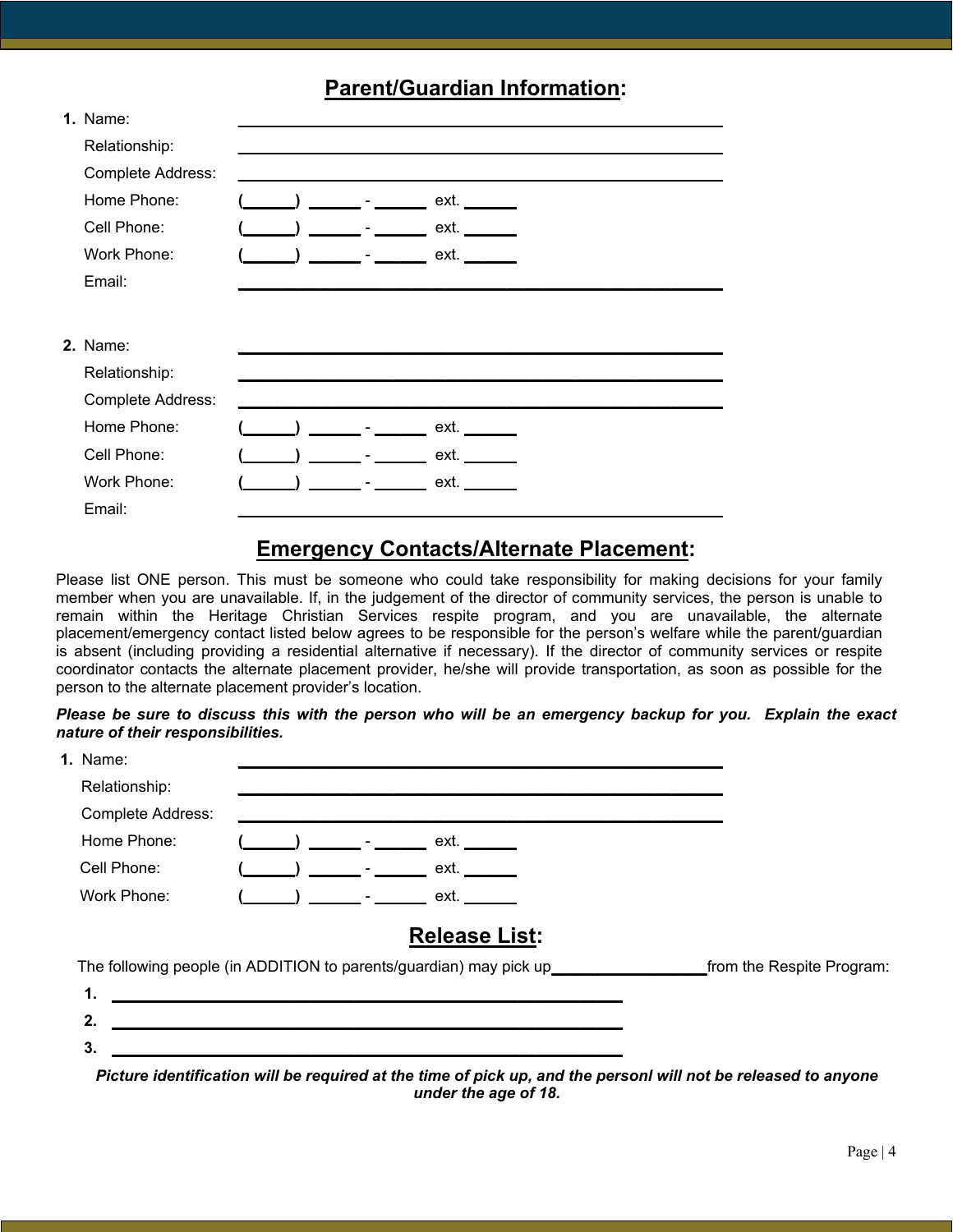## Parent/Guardian Information:

1. Name: ______________________________________________
   Relationship: ______________________________________________
   Complete Address: ______________________________________________
   Home Phone: (______) ______ - ______ ext. ______
   Cell Phone: (______) ______ - ______ ext. ______
   Work Phone: (______) ______ - ______ ext. ______
   Email: ______________________________________________

2. Name: ______________________________________________
   Relationship: ______________________________________________
   Complete Address: ______________________________________________
   Home Phone: (______) ______ - ______ ext. ______
   Cell Phone: (______) ______ - ______ ext. ______
   Work Phone: (______) ______ - ______ ext. ______
   Email: ______________________________________________

## Emergency Contacts/Alternate Placement:

Please list ONE person. This must be someone who could take responsibility for making decisions for your family member when you are unavailable. If, in the judgement of the director of community services, the person is unable to remain within the Heritage Christian Services respite program, and you are unavailable, the alternate placement/emergency contact listed below agrees to be responsible for the person's welfare while the parent/guardian is absent (including providing a residential alternative if necessary). If the director of community services or respite coordinator contacts the alternate placement provider, he/she will provide transportation, as soon as possible for the person to the alternate placement provider's location.

***Please be sure to discuss this with the person who will be an emergency backup for you. Explain the exact nature of their responsibilities.***

1. Name: ______________________________________________
   Relationship: ______________________________________________
   Complete Address: ______________________________________________
   Home Phone: (______) ______ - ______ ext. ______
   Cell Phone: (______) ______ - ______ ext. ______
   Work Phone: (______) ______ - ______ ext. ______

## Release List:

The following people (in ADDITION to parents/guardian) may pick up __________________ from the Respite Program:

1. ______________________________________________
2. ______________________________________________
3. ______________________________________________

***Picture identification will be required at the time of pick up, and the personl will not be released to anyone under the age of 18.***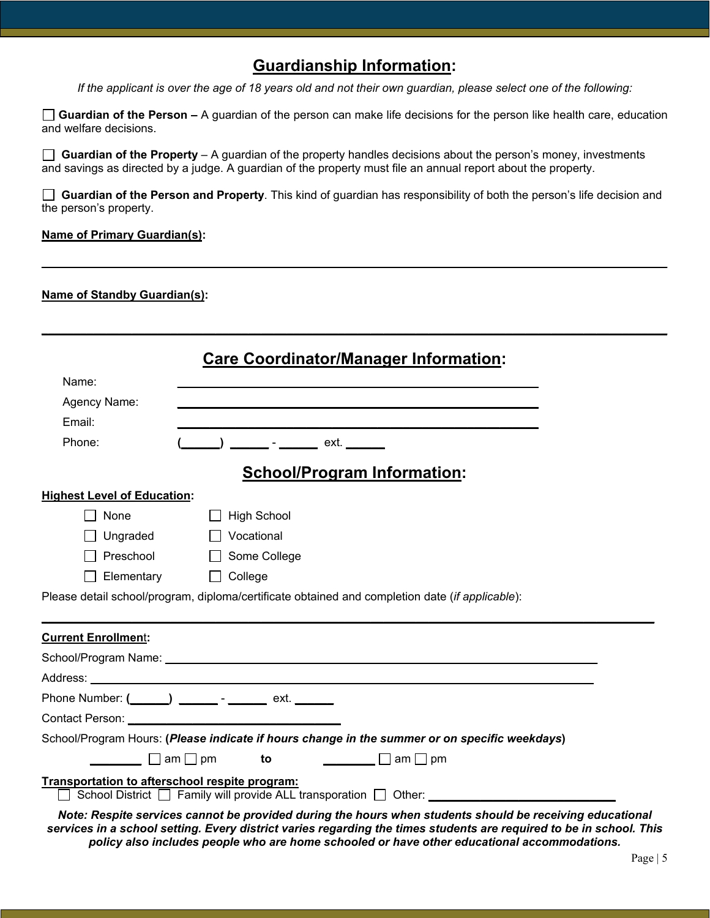## Guardianship Information:

*If the applicant is over the age of 18 years old and not their own guardian, please select one of the following:*

☐ **Guardian of the Person –** A guardian of the person can make life decisions for the person like health care, education and welfare decisions.

☐ **Guardian of the Property** – A guardian of the property handles decisions about the person's money, investments and savings as directed by a judge. A guardian of the property must file an annual report about the property.

☐ **Guardian of the Person and Property**. This kind of guardian has responsibility of both the person's life decision and the person's property.

**Name of Primary Guardian(s):**

______________________________________________________________________________

**Name of Standby Guardian(s):**

______________________________________________________________________________

## Care Coordinator/Manager Information:

Name: ______________________________________________

Agency Name: ______________________________________________

Email: ______________________________________________

Phone: (______) ______ - ______ ext. ______

## School/Program Information:

**Highest Level of Education:**

☐ None ☐ High School

☐ Ungraded ☐ Vocational

☐ Preschool ☐ Some College

☐ Elementary ☐ College

Please detail school/program, diploma/certificate obtained and completion date (*if applicable*):

______________________________________________________________________________

**Current Enrollment:**

School/Program Name: ____________________________________________________________

Address: ______________________________________________________________________

Phone Number: (______) ______ - ______ ext. ______

Contact Person: ____________________________

School/Program Hours: **(*Please indicate if hours change in the summer or on specific weekdays*)**

________ ☐ am ☐ pm **to** ________ ☐ am ☐ pm

**Transportation to afterschool respite program:**

☐ School District ☐ Family will provide ALL transporation ☐ Other: ____________________________

***Note: Respite services cannot be provided during the hours when students should be receiving educational services in a school setting. Every district varies regarding the times students are required to be in school. This policy also includes people who are home schooled or have other educational accommodations.***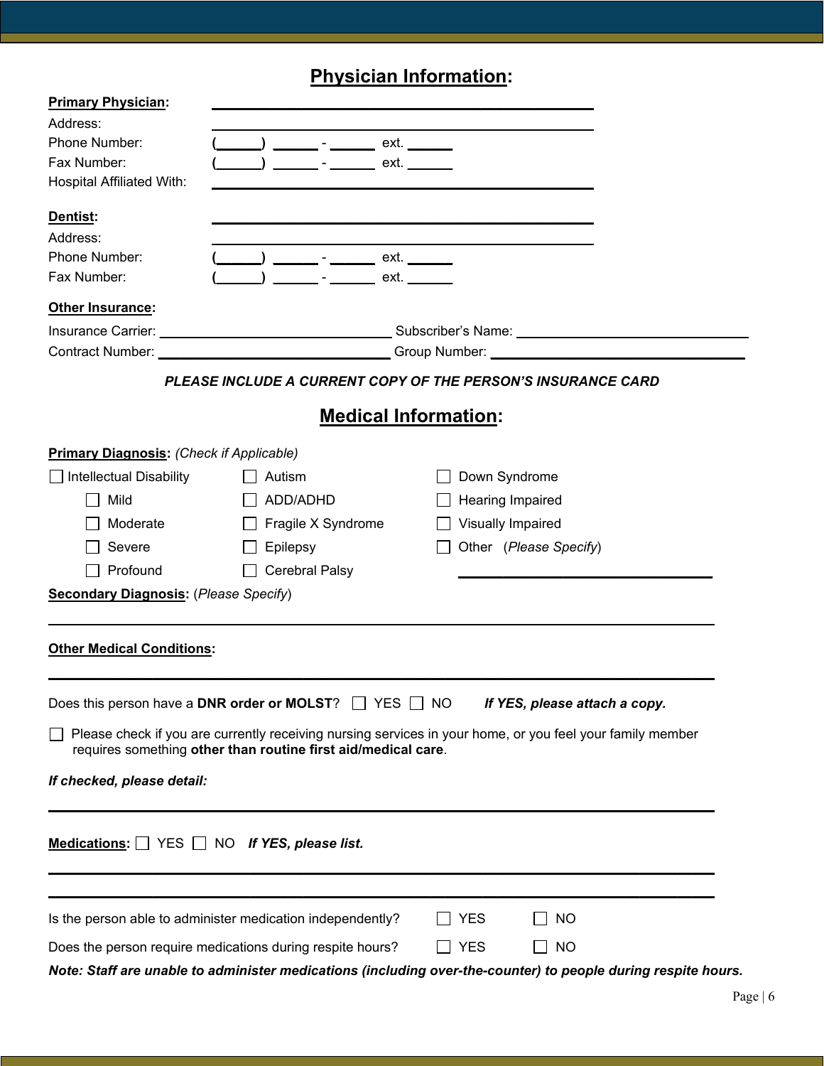## Physician Information:

**Primary Physician:** ______________________________________________

Address: ______________________________________________

Phone Number: (______) ______ - ______ ext. ______

Fax Number: (______) ______ - ______ ext. ______

Hospital Affiliated With: ______________________________________________

**Dentist:** ______________________________________________

Address: ______________________________________________

Phone Number: (______) ______ - ______ ext. ______

Fax Number: (______) ______ - ______ ext. ______

**Other Insurance:**

Insurance Carrier: ____________________________ Subscriber's Name: ____________________________

Contract Number: ____________________________ Group Number: ____________________________

***PLEASE INCLUDE A CURRENT COPY OF THE PERSON'S INSURANCE CARD***

## Medical Information:

**Primary Diagnosis:** *(Check if Applicable)*

- ☐ Intellectual Disability
  - ☐ Mild
  - ☐ Moderate
  - ☐ Severe
  - ☐ Profound
- ☐ Autism
- ☐ ADD/ADHD
- ☐ Fragile X Syndrome
- ☐ Epilepsy
- ☐ Cerebral Palsy
- ☐ Down Syndrome
- ☐ Hearing Impaired
- ☐ Visually Impaired
- ☐ Other (*Please Specify*) ____________________________

**Secondary Diagnosis:** (*Please Specify*)

______________________________________________________________________

**Other Medical Conditions:**

______________________________________________________________________

Does this person have a **DNR order or MOLST**? ☐ YES ☐ NO ***If YES, please attach a copy.***

☐ Please check if you are currently receiving nursing services in your home, or you feel your family member requires something **other than routine first aid/medical care**.

***If checked, please detail:***

______________________________________________________________________

**Medications:** ☐ YES ☐ NO ***If YES, please list.***

______________________________________________________________________

______________________________________________________________________

Is the person able to administer medication independently? ☐ YES ☐ NO

Does the person require medications during respite hours? ☐ YES ☐ NO

***Note: Staff are unable to administer medications (including over-the-counter) to people during respite hours.***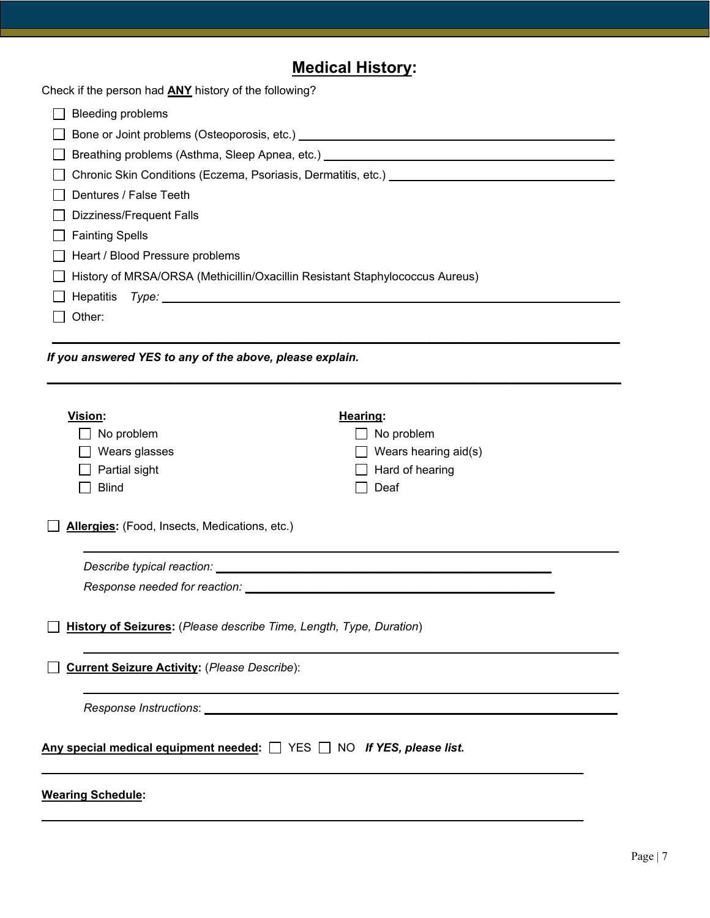## Medical History:

Check if the person had **ANY** history of the following?

- ☐ Bleeding problems
- ☐ Bone or Joint problems (Osteoporosis, etc.) ____________________
- ☐ Breathing problems (Asthma, Sleep Apnea, etc.) ____________________
- ☐ Chronic Skin Conditions (Eczema, Psoriasis, Dermatitis, etc.) ____________________
- ☐ Dentures / False Teeth
- ☐ Dizziness/Frequent Falls
- ☐ Fainting Spells
- ☐ Heart / Blood Pressure problems
- ☐ History of MRSA/ORSA (Methicillin/Oxacillin Resistant Staphylococcus Aureus)
- ☐ Hepatitis *Type:* ____________________
- ☐ Other:

____________________

***If you answered YES to any of the above, please explain.***

____________________

**Vision:**

- ☐ No problem
- ☐ Wears glasses
- ☐ Partial sight
- ☐ Blind

**Hearing:**

- ☐ No problem
- ☐ Wears hearing aid(s)
- ☐ Hard of hearing
- ☐ Deaf

☐ **Allergies:** (Food, Insects, Medications, etc.)

____________________

*Describe typical reaction:* ____________________

*Response needed for reaction:* ____________________

☐ **History of Seizures:** (*Please describe Time, Length, Type, Duration*)

____________________

☐ **Current Seizure Activity:** (*Please Describe*):

____________________

*Response Instructions*: ____________________

**Any special medical equipment needed:** ☐ YES ☐ NO ***If YES, please list.***

____________________

**Wearing Schedule:**

____________________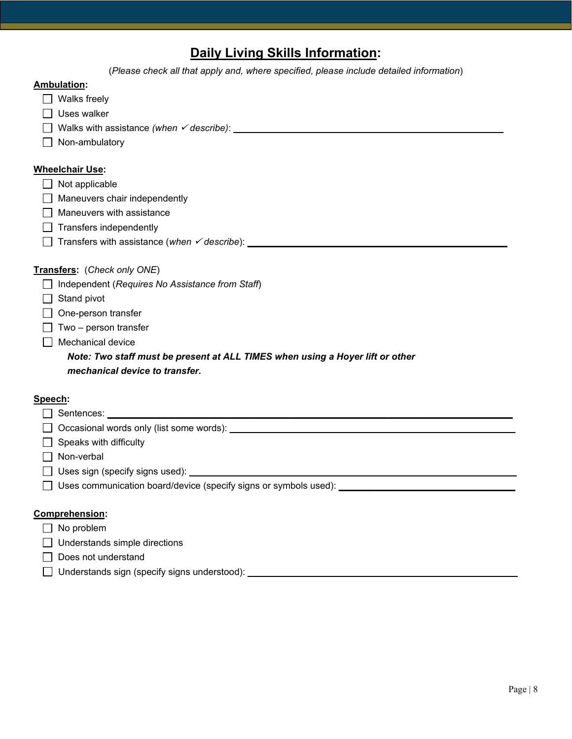## Daily Living Skills Information:

(*Please check all that apply and, where specified, please include detailed information*)

**Ambulation:**

- ☐ Walks freely
- ☐ Uses walker
- ☐ Walks with assistance *(when ✓ describe)*: ______________________________
- ☐ Non-ambulatory

**Wheelchair Use:**

- ☐ Not applicable
- ☐ Maneuvers chair independently
- ☐ Maneuvers with assistance
- ☐ Transfers independently
- ☐ Transfers with assistance (*when ✓ describe*): ______________________________

**Transfers:** (*Check only ONE*)

- ☐ Independent (*Requires No Assistance from Staff*)
- ☐ Stand pivot
- ☐ One-person transfer
- ☐ Two – person transfer
- ☐ Mechanical device

  ***Note: Two staff must be present at ALL TIMES when using a Hoyer lift or other mechanical device to transfer.***

**Speech:**

- ☐ Sentences: ______________________________
- ☐ Occasional words only (list some words): ______________________________
- ☐ Speaks with difficulty
- ☐ Non-verbal
- ☐ Uses sign (specify signs used): ______________________________
- ☐ Uses communication board/device (specify signs or symbols used): ______________________________

**Comprehension:**

- ☐ No problem
- ☐ Understands simple directions
- ☐ Does not understand
- ☐ Understands sign (specify signs understood): ______________________________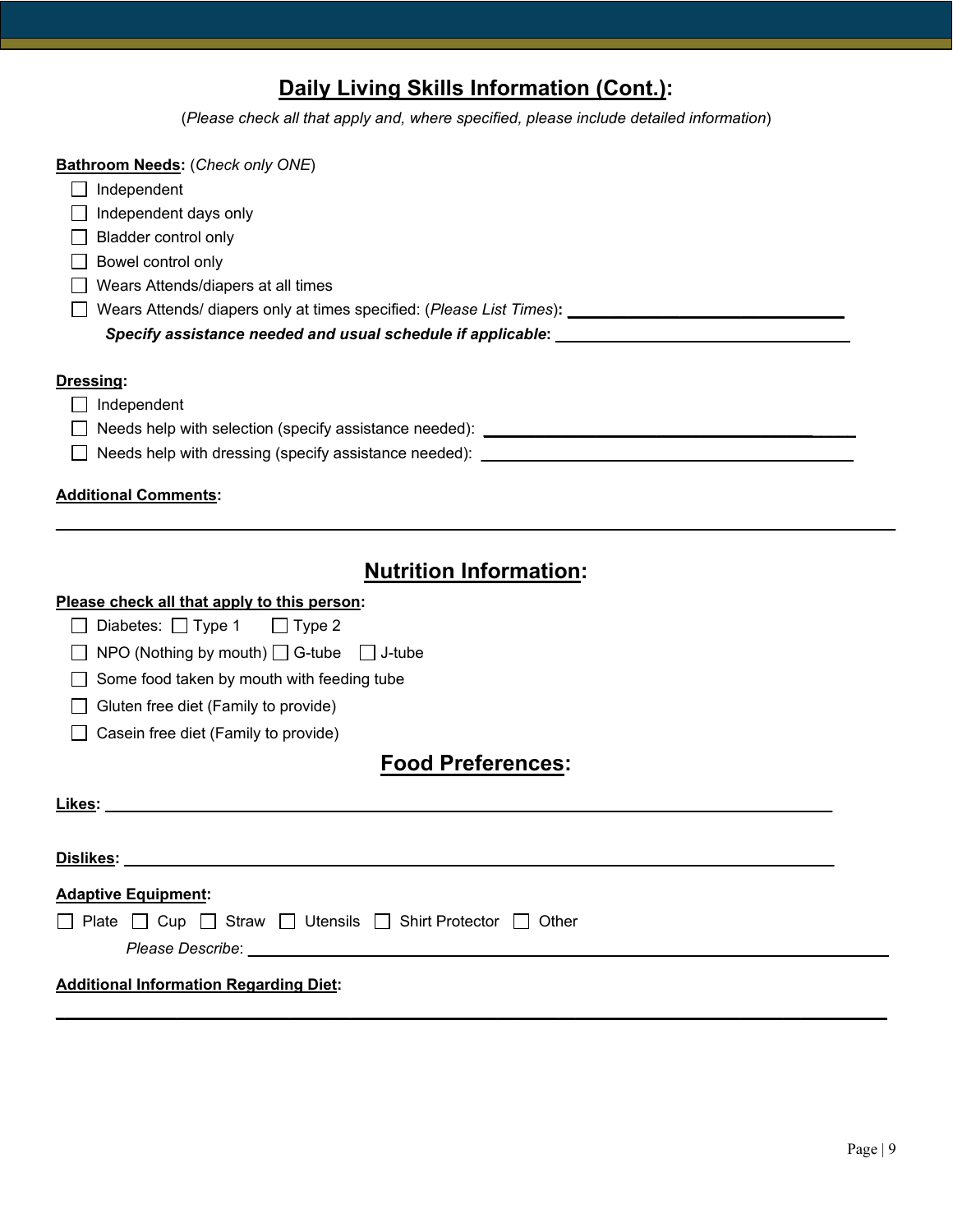## Daily Living Skills Information (Cont.):

(*Please check all that apply and, where specified, please include detailed information*)

**Bathroom Needs:** (*Check only ONE*)

- ☐ Independent
- ☐ Independent days only
- ☐ Bladder control only
- ☐ Bowel control only
- ☐ Wears Attends/diapers at all times
- ☐ Wears Attends/ diapers only at times specified: (*Please List Times*): ______________________________

***Specify assistance needed and usual schedule if applicable***: ______________________________

**Dressing:**

- ☐ Independent
- ☐ Needs help with selection (specify assistance needed): ______________________________
- ☐ Needs help with dressing (specify assistance needed): ______________________________

**Additional Comments:**

______________________________________________________________________________

## Nutrition Information:

**Please check all that apply to this person:**

- ☐ Diabetes: ☐ Type 1 ☐ Type 2
- ☐ NPO (Nothing by mouth) ☐ G-tube ☐ J-tube
- ☐ Some food taken by mouth with feeding tube
- ☐ Gluten free diet (Family to provide)
- ☐ Casein free diet (Family to provide)

## Food Preferences:

**Likes:** ______________________________________________________________________________

**Dislikes:** ______________________________________________________________________________

**Adaptive Equipment:**

☐ Plate ☐ Cup ☐ Straw ☐ Utensils ☐ Shirt Protector ☐ Other

*Please Describe*: ______________________________________________________________________________

**Additional Information Regarding Diet:**

______________________________________________________________________________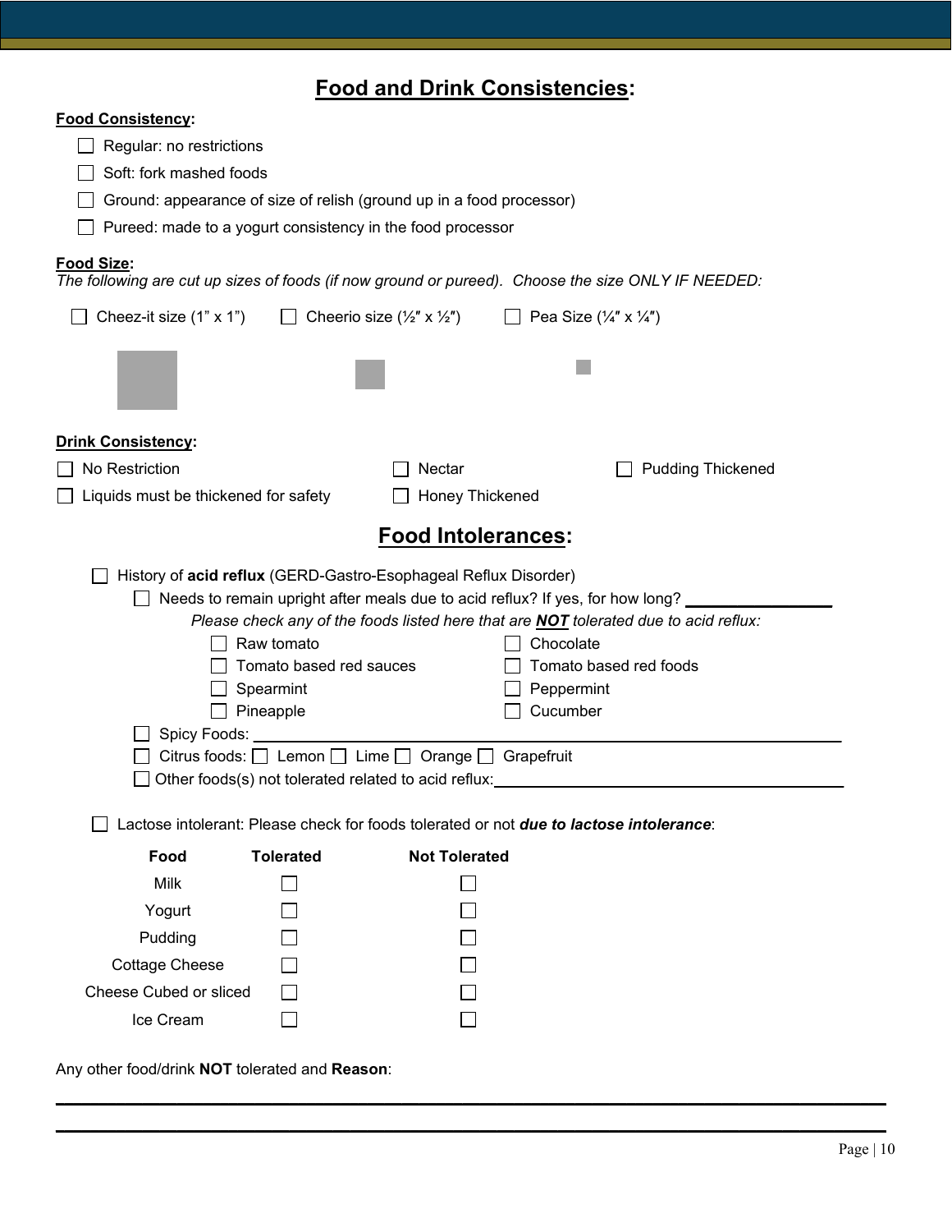## Food and Drink Consistencies:

**Food Consistency:**

- ☐ Regular: no restrictions
- ☐ Soft: fork mashed foods
- ☐ Ground: appearance of size of relish (ground up in a food processor)
- ☐ Pureed: made to a yogurt consistency in the food processor

**Food Size:**

*The following are cut up sizes of foods (if now ground or pureed). Choose the size ONLY IF NEEDED:*

☐ Cheez-it size (1" x 1") ☐ Cheerio size (½" x ½") ☐ Pea Size (¼" x ¼")

**Drink Consistency:**

- ☐ No Restriction
- ☐ Liquids must be thickened for safety
- ☐ Nectar
- ☐ Honey Thickened
- ☐ Pudding Thickened

## Food Intolerances:

☐ History of **acid reflux** (GERD-Gastro-Esophageal Reflux Disorder)

☐ Needs to remain upright after meals due to acid reflux? If yes, for how long? ________________

*Please check any of the foods listed here that are **NOT** tolerated due to acid reflux:*

- ☐ Raw tomato
- ☐ Chocolate
- ☐ Tomato based red sauces
- ☐ Tomato based red foods
- ☐ Spearmint
- ☐ Peppermint
- ☐ Pineapple
- ☐ Cucumber

☐ Spicy Foods: ____________________________________________

☐ Citrus foods: ☐ Lemon ☐ Lime ☐ Orange ☐ Grapefruit

☐ Other foods(s) not tolerated related to acid reflux: ______________________

☐ Lactose intolerant: Please check for foods tolerated or not ***due to lactose intolerance***:

| Food | Tolerated | Not Tolerated |
|---|---|---|
| Milk | ☐ | ☐ |
| Yogurt | ☐ | ☐ |
| Pudding | ☐ | ☐ |
| Cottage Cheese | ☐ | ☐ |
| Cheese Cubed or sliced | ☐ | ☐ |
| Ice Cream | ☐ | ☐ |

Any other food/drink **NOT** tolerated and **Reason**:

______________________________________________________________________

______________________________________________________________________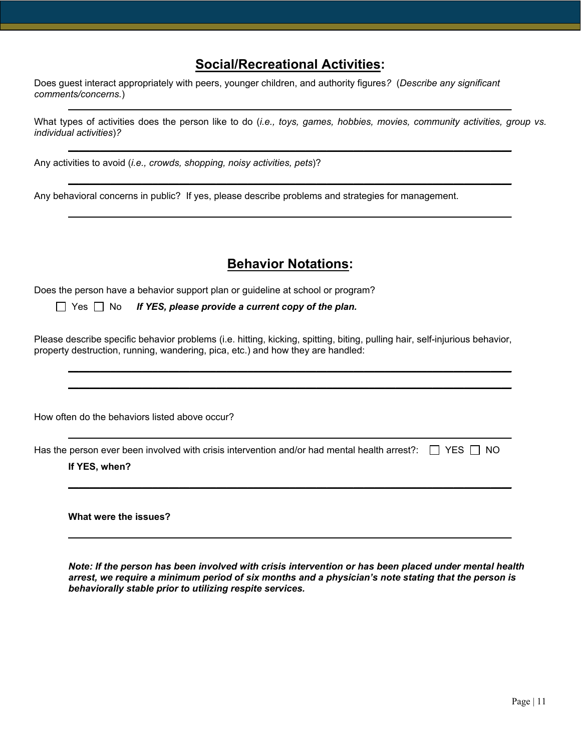## Social/Recreational Activities:

Does guest interact appropriately with peers, younger children, and authority figures? (*Describe any significant comments/concerns.*)

______________________________________________________________________

What types of activities does the person like to do (*i.e., toys, games, hobbies, movies, community activities, group vs. individual activities*)?

______________________________________________________________________

Any activities to avoid (*i.e., crowds, shopping, noisy activities, pets*)?

______________________________________________________________________

Any behavioral concerns in public? If yes, please describe problems and strategies for management.

______________________________________________________________________

## Behavior Notations:

Does the person have a behavior support plan or guideline at school or program?

☐ Yes ☐ No ***If YES, please provide a current copy of the plan.***

Please describe specific behavior problems (i.e. hitting, kicking, spitting, biting, pulling hair, self-injurious behavior, property destruction, running, wandering, pica, etc.) and how they are handled:

______________________________________________________________________

______________________________________________________________________

How often do the behaviors listed above occur?

______________________________________________________________________

Has the person ever been involved with crisis intervention and/or had mental health arrest?: ☐ YES ☐ NO

**If YES, when?**

______________________________________________________________________

**What were the issues?**

______________________________________________________________________

***Note: If the person has been involved with crisis intervention or has been placed under mental health arrest, we require a minimum period of six months and a physician's note stating that the person is behaviorally stable prior to utilizing respite services.***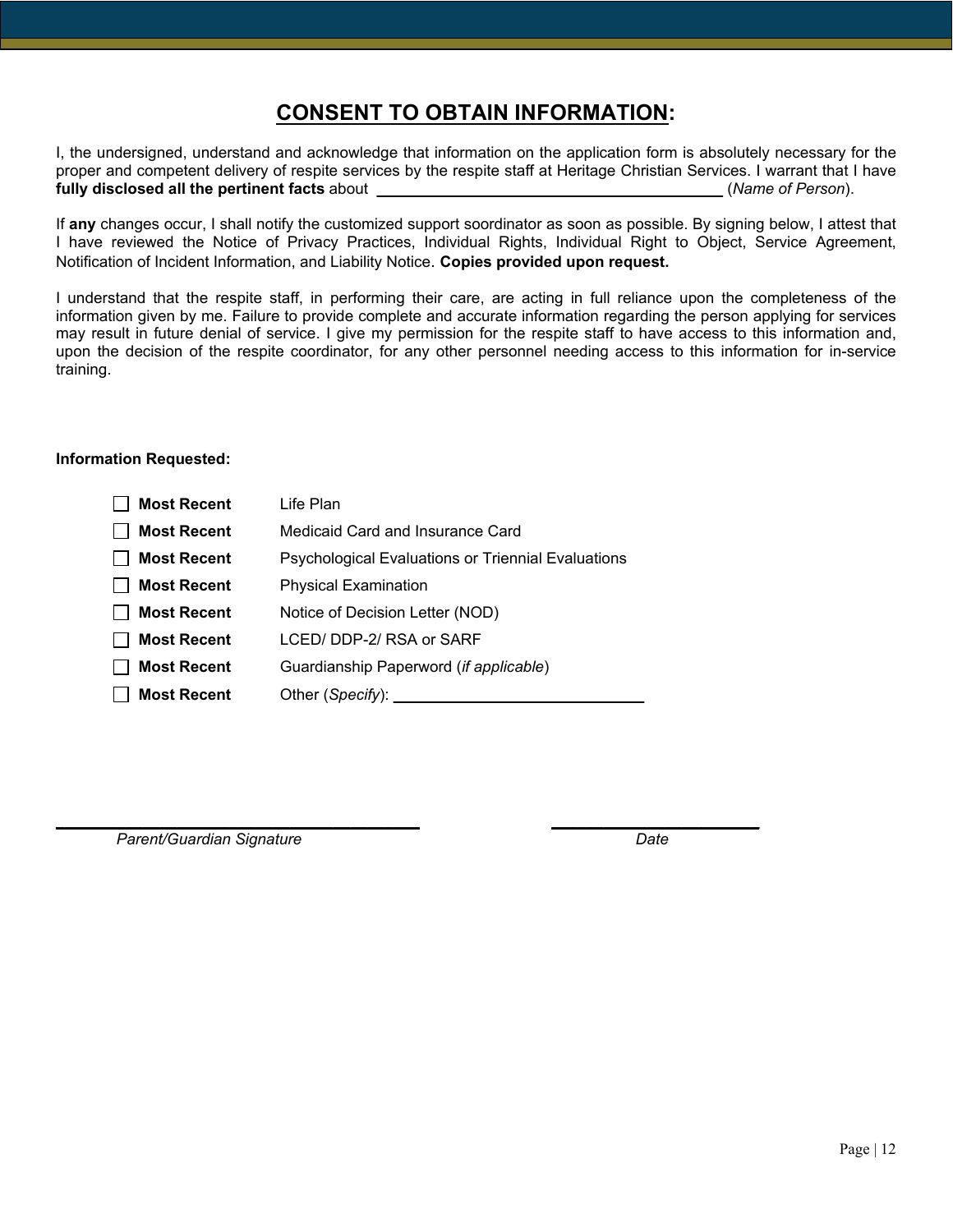# <u>CONSENT TO OBTAIN INFORMATION</u>:

I, the undersigned, understand and acknowledge that information on the application form is absolutely necessary for the proper and competent delivery of respite services by the respite staff at Heritage Christian Services. I warrant that I have **fully disclosed all the pertinent facts** about \_\_\_\_\_\_\_\_\_\_\_\_\_\_\_\_\_\_\_\_\_\_\_\_\_\_\_\_\_\_\_\_\_\_\_\_\_\_\_\_ (*Name of Person*).

If **any** changes occur, I shall notify the customized support soordinator as soon as possible. By signing below, I attest that I have reviewed the Notice of Privacy Practices, Individual Rights, Individual Right to Object, Service Agreement, Notification of Incident Information, and Liability Notice. **Copies provided upon request.**

I understand that the respite staff, in performing their care, are acting in full reliance upon the completeness of the information given by me. Failure to provide complete and accurate information regarding the person applying for services may result in future denial of service. I give my permission for the respite staff to have access to this information and, upon the decision of the respite coordinator, for any other personnel needing access to this information for in-service training.

**Information Requested:**

- ☐ **Most Recent** Life Plan
- ☐ **Most Recent** Medicaid Card and Insurance Card
- ☐ **Most Recent** Psychological Evaluations or Triennial Evaluations
- ☐ **Most Recent** Physical Examination
- ☐ **Most Recent** Notice of Decision Letter (NOD)
- ☐ **Most Recent** LCED/ DDP-2/ RSA or SARF
- ☐ **Most Recent** Guardianship Paperword (*if applicable*)
- ☐ **Most Recent** Other (*Specify*): \_\_\_\_\_\_\_\_\_\_\_\_\_\_\_\_\_\_\_\_\_\_\_\_\_\_\_\_\_\_

\_\_\_\_\_\_\_\_\_\_\_\_\_\_\_\_\_\_\_\_\_\_\_\_\_\_\_\_\_\_\_\_\_\_\_\_\_\_\_\_ \_\_\_\_\_\_\_\_\_\_\_\_\_\_\_\_\_\_\_\_\_\_\_\_

*Parent/Guardian Signature* *Date*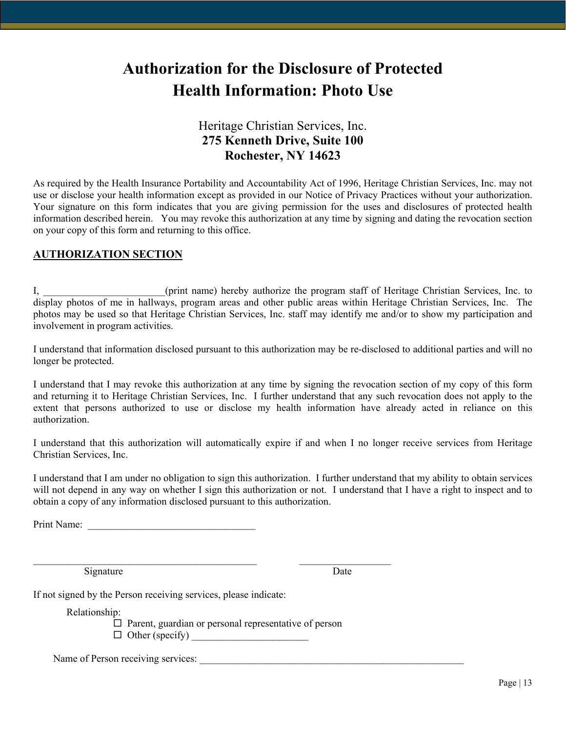# Authorization for the Disclosure of Protected Health Information: Photo Use

Heritage Christian Services, Inc.
**275 Kenneth Drive, Suite 100**
**Rochester, NY 14623**

As required by the Health Insurance Portability and Accountability Act of 1996, Heritage Christian Services, Inc. may not use or disclose your health information except as provided in our Notice of Privacy Practices without your authorization. Your signature on this form indicates that you are giving permission for the uses and disclosures of protected health information described herein. You may revoke this authorization at any time by signing and dating the revocation section on your copy of this form and returning to this office.

## AUTHORIZATION SECTION

I, ________________________(print name) hereby authorize the program staff of Heritage Christian Services, Inc. to display photos of me in hallways, program areas and other public areas within Heritage Christian Services, Inc. The photos may be used so that Heritage Christian Services, Inc. staff may identify me and/or to show my participation and involvement in program activities.

I understand that information disclosed pursuant to this authorization may be re-disclosed to additional parties and will no longer be protected.

I understand that I may revoke this authorization at any time by signing the revocation section of my copy of this form and returning it to Heritage Christian Services, Inc. I further understand that any such revocation does not apply to the extent that persons authorized to use or disclose my health information have already acted in reliance on this authorization.

I understand that this authorization will automatically expire if and when I no longer receive services from Heritage Christian Services, Inc.

I understand that I am under no obligation to sign this authorization. I further understand that my ability to obtain services will not depend in any way on whether I sign this authorization or not. I understand that I have a right to inspect and to obtain a copy of any information disclosed pursuant to this authorization.

Print Name: _________________________________

______________________________________________ __________________
Signature Date

If not signed by the Person receiving services, please indicate:

Relationship:

- ☐ Parent, guardian or personal representative of person
- ☐ Other (specify) _______________________

Name of Person receiving services: ________________________________________________________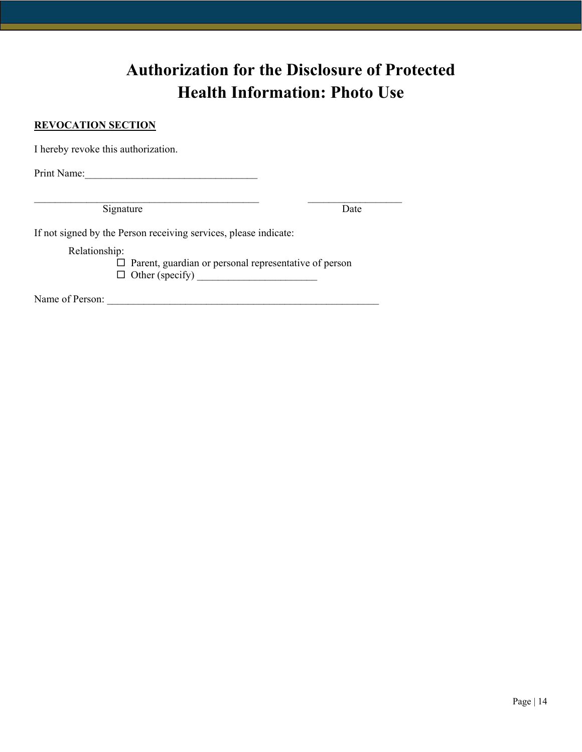# Authorization for the Disclosure of Protected Health Information: Photo Use

**REVOCATION SECTION**

I hereby revoke this authorization.

Print Name:_________________________________

_____________________________________________ __________________
Signature Date

If not signed by the Person receiving services, please indicate:

Relationship:

- ☐ Parent, guardian or personal representative of person
- ☐ Other (specify) _______________________

Name of Person: ______________________________________________________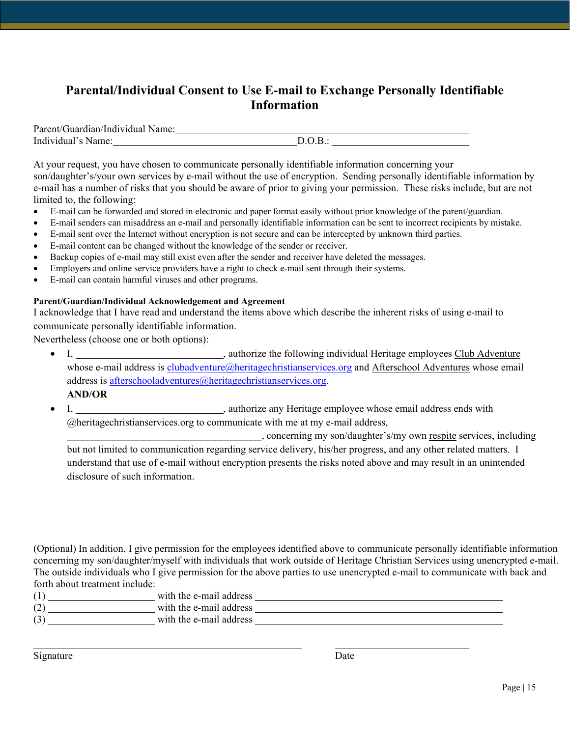# Parental/Individual Consent to Use E-mail to Exchange Personally Identifiable Information

Parent/Guardian/Individual Name:______________________________________________________

Individual's Name:____________________________________D.O.B.: __________________________

At your request, you have chosen to communicate personally identifiable information concerning your son/daughter's/your own services by e-mail without the use of encryption. Sending personally identifiable information by e-mail has a number of risks that you should be aware of prior to giving your permission. These risks include, but are not limited to, the following:

- E-mail can be forwarded and stored in electronic and paper format easily without prior knowledge of the parent/guardian.
- E-mail senders can misaddress an e-mail and personally identifiable information can be sent to incorrect recipients by mistake.
- E-mail sent over the Internet without encryption is not secure and can be intercepted by unknown third parties.
- E-mail content can be changed without the knowledge of the sender or receiver.
- Backup copies of e-mail may still exist even after the sender and receiver have deleted the messages.
- Employers and online service providers have a right to check e-mail sent through their systems.
- E-mail can contain harmful viruses and other programs.

**Parent/Guardian/Individual Acknowledgement and Agreement**

I acknowledge that I have read and understand the items above which describe the inherent risks of using e-mail to communicate personally identifiable information.

Nevertheless (choose one or both options):

- I, ______________________________, authorize the following individual Heritage employees Club Adventure whose e-mail address is clubadventure@heritagechristianservices.org and Afterschool Adventures whose email address is afterschooladventures@heritagechristianservices.org.

  **AND/OR**

- I, ______________________________, authorize any Heritage employee whose email address ends with @heritagechristianservices.org to communicate with me at my e-mail address, ________________________________________, concerning my son/daughter's/my own respite services, including but not limited to communication regarding service delivery, his/her progress, and any other related matters. I understand that use of e-mail without encryption presents the risks noted above and may result in an unintended disclosure of such information.

(Optional) In addition, I give permission for the employees identified above to communicate personally identifiable information concerning my son/daughter/myself with individuals that work outside of Heritage Christian Services using unencrypted e-mail. The outside individuals who I give permission for the above parties to use unencrypted e-mail to communicate with back and forth about treatment include:

(1) ______________________ with the e-mail address ____________________________________________________

(2) ______________________ with the e-mail address ____________________________________________________

(3) ______________________ with the e-mail address ____________________________________________________

________________________________________________________ ____________________________

Signature Date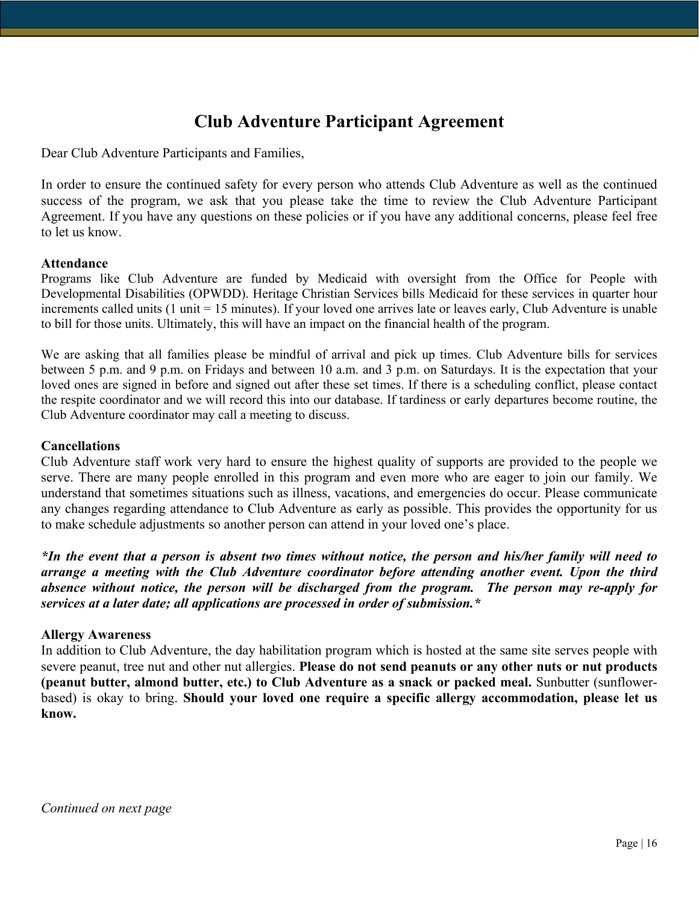# Club Adventure Participant Agreement

Dear Club Adventure Participants and Families,

In order to ensure the continued safety for every person who attends Club Adventure as well as the continued success of the program, we ask that you please take the time to review the Club Adventure Participant Agreement. If you have any questions on these policies or if you have any additional concerns, please feel free to let us know.

**Attendance**

Programs like Club Adventure are funded by Medicaid with oversight from the Office for People with Developmental Disabilities (OPWDD). Heritage Christian Services bills Medicaid for these services in quarter hour increments called units (1 unit = 15 minutes). If your loved one arrives late or leaves early, Club Adventure is unable to bill for those units. Ultimately, this will have an impact on the financial health of the program.

We are asking that all families please be mindful of arrival and pick up times. Club Adventure bills for services between 5 p.m. and 9 p.m. on Fridays and between 10 a.m. and 3 p.m. on Saturdays. It is the expectation that your loved ones are signed in before and signed out after these set times. If there is a scheduling conflict, please contact the respite coordinator and we will record this into our database. If tardiness or early departures become routine, the Club Adventure coordinator may call a meeting to discuss.

**Cancellations**

Club Adventure staff work very hard to ensure the highest quality of supports are provided to the people we serve. There are many people enrolled in this program and even more who are eager to join our family. We understand that sometimes situations such as illness, vacations, and emergencies do occur. Please communicate any changes regarding attendance to Club Adventure as early as possible. This provides the opportunity for us to make schedule adjustments so another person can attend in your loved one's place.

***In the event that a person is absent two times without notice, the person and his/her family will need to arrange a meeting with the Club Adventure coordinator before attending another event. Upon the third absence without notice, the person will be discharged from the program. The person may re-apply for services at a later date; all applications are processed in order of submission.***

**Allergy Awareness**

In addition to Club Adventure, the day habilitation program which is hosted at the same site serves people with severe peanut, tree nut and other nut allergies. **Please do not send peanuts or any other nuts or nut products (peanut butter, almond butter, etc.) to Club Adventure as a snack or packed meal.** Sunbutter (sunflower-based) is okay to bring. **Should your loved one require a specific allergy accommodation, please let us know.**

*Continued on next page*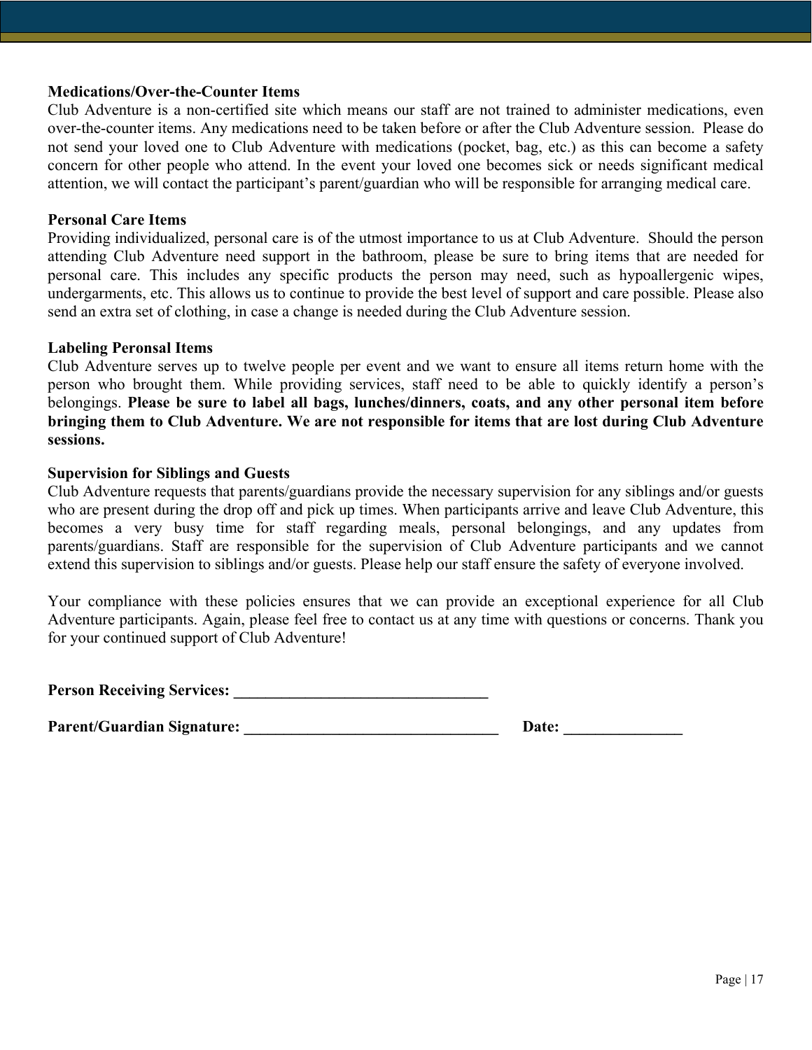**Medications/Over-the-Counter Items**

Club Adventure is a non-certified site which means our staff are not trained to administer medications, even over-the-counter items. Any medications need to be taken before or after the Club Adventure session. Please do not send your loved one to Club Adventure with medications (pocket, bag, etc.) as this can become a safety concern for other people who attend. In the event your loved one becomes sick or needs significant medical attention, we will contact the participant's parent/guardian who will be responsible for arranging medical care.

**Personal Care Items**

Providing individualized, personal care is of the utmost importance to us at Club Adventure. Should the person attending Club Adventure need support in the bathroom, please be sure to bring items that are needed for personal care. This includes any specific products the person may need, such as hypoallergenic wipes, undergarments, etc. This allows us to continue to provide the best level of support and care possible. Please also send an extra set of clothing, in case a change is needed during the Club Adventure session.

**Labeling Peronsal Items**

Club Adventure serves up to twelve people per event and we want to ensure all items return home with the person who brought them. While providing services, staff need to be able to quickly identify a person's belongings. **Please be sure to label all bags, lunches/dinners, coats, and any other personal item before bringing them to Club Adventure. We are not responsible for items that are lost during Club Adventure sessions.**

**Supervision for Siblings and Guests**

Club Adventure requests that parents/guardians provide the necessary supervision for any siblings and/or guests who are present during the drop off and pick up times. When participants arrive and leave Club Adventure, this becomes a very busy time for staff regarding meals, personal belongings, and any updates from parents/guardians. Staff are responsible for the supervision of Club Adventure participants and we cannot extend this supervision to siblings and/or guests. Please help our staff ensure the safety of everyone involved.

Your compliance with these policies ensures that we can provide an exceptional experience for all Club Adventure participants. Again, please feel free to contact us at any time with questions or concerns. Thank you for your continued support of Club Adventure!

**Person Receiving Services: _________________________________**

**Parent/Guardian Signature: _________________________________ Date: _______________**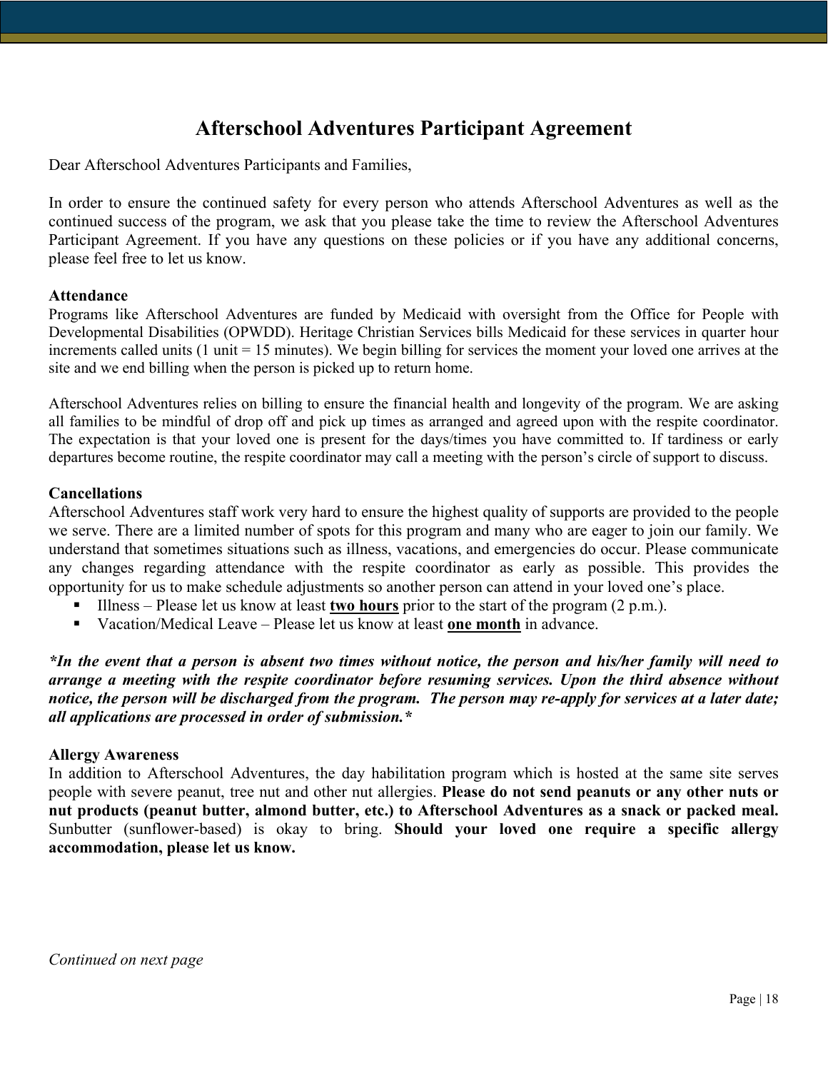# Afterschool Adventures Participant Agreement

Dear Afterschool Adventures Participants and Families,

In order to ensure the continued safety for every person who attends Afterschool Adventures as well as the continued success of the program, we ask that you please take the time to review the Afterschool Adventures Participant Agreement. If you have any questions on these policies or if you have any additional concerns, please feel free to let us know.

**Attendance**

Programs like Afterschool Adventures are funded by Medicaid with oversight from the Office for People with Developmental Disabilities (OPWDD). Heritage Christian Services bills Medicaid for these services in quarter hour increments called units (1 unit = 15 minutes). We begin billing for services the moment your loved one arrives at the site and we end billing when the person is picked up to return home.

Afterschool Adventures relies on billing to ensure the financial health and longevity of the program. We are asking all families to be mindful of drop off and pick up times as arranged and agreed upon with the respite coordinator. The expectation is that your loved one is present for the days/times you have committed to. If tardiness or early departures become routine, the respite coordinator may call a meeting with the person's circle of support to discuss.

**Cancellations**

Afterschool Adventures staff work very hard to ensure the highest quality of supports are provided to the people we serve. There are a limited number of spots for this program and many who are eager to join our family. We understand that sometimes situations such as illness, vacations, and emergencies do occur. Please communicate any changes regarding attendance with the respite coordinator as early as possible. This provides the opportunity for us to make schedule adjustments so another person can attend in your loved one's place.

- Illness – Please let us know at least **<u>two hours</u>** prior to the start of the program (2 p.m.).
- Vacation/Medical Leave – Please let us know at least **<u>one month</u>** in advance.

***In the event that a person is absent two times without notice, the person and his/her family will need to arrange a meeting with the respite coordinator before resuming services. Upon the third absence without notice, the person will be discharged from the program. The person may re-apply for services at a later date; all applications are processed in order of submission.***

**Allergy Awareness**

In addition to Afterschool Adventures, the day habilitation program which is hosted at the same site serves people with severe peanut, tree nut and other nut allergies. **Please do not send peanuts or any other nuts or nut products (peanut butter, almond butter, etc.) to Afterschool Adventures as a snack or packed meal.** Sunbutter (sunflower-based) is okay to bring. **Should your loved one require a specific allergy accommodation, please let us know.**

*Continued on next page*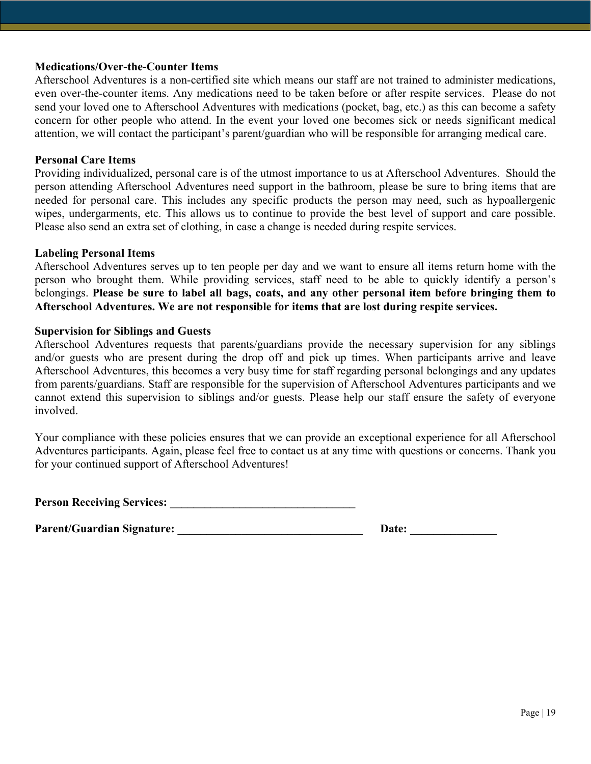**Medications/Over-the-Counter Items**

Afterschool Adventures is a non-certified site which means our staff are not trained to administer medications, even over-the-counter items. Any medications need to be taken before or after respite services. Please do not send your loved one to Afterschool Adventures with medications (pocket, bag, etc.) as this can become a safety concern for other people who attend. In the event your loved one becomes sick or needs significant medical attention, we will contact the participant's parent/guardian who will be responsible for arranging medical care.

**Personal Care Items**

Providing individualized, personal care is of the utmost importance to us at Afterschool Adventures. Should the person attending Afterschool Adventures need support in the bathroom, please be sure to bring items that are needed for personal care. This includes any specific products the person may need, such as hypoallergenic wipes, undergarments, etc. This allows us to continue to provide the best level of support and care possible. Please also send an extra set of clothing, in case a change is needed during respite services.

**Labeling Personal Items**

Afterschool Adventures serves up to ten people per day and we want to ensure all items return home with the person who brought them. While providing services, staff need to be able to quickly identify a person's belongings. **Please be sure to label all bags, coats, and any other personal item before bringing them to Afterschool Adventures. We are not responsible for items that are lost during respite services.**

**Supervision for Siblings and Guests**

Afterschool Adventures requests that parents/guardians provide the necessary supervision for any siblings and/or guests who are present during the drop off and pick up times. When participants arrive and leave Afterschool Adventures, this becomes a very busy time for staff regarding personal belongings and any updates from parents/guardians. Staff are responsible for the supervision of Afterschool Adventures participants and we cannot extend this supervision to siblings and/or guests. Please help our staff ensure the safety of everyone involved.

Your compliance with these policies ensures that we can provide an exceptional experience for all Afterschool Adventures participants. Again, please feel free to contact us at any time with questions or concerns. Thank you for your continued support of Afterschool Adventures!

**Person Receiving Services: _________________________________**

**Parent/Guardian Signature: _________________________________ Date: _______________**